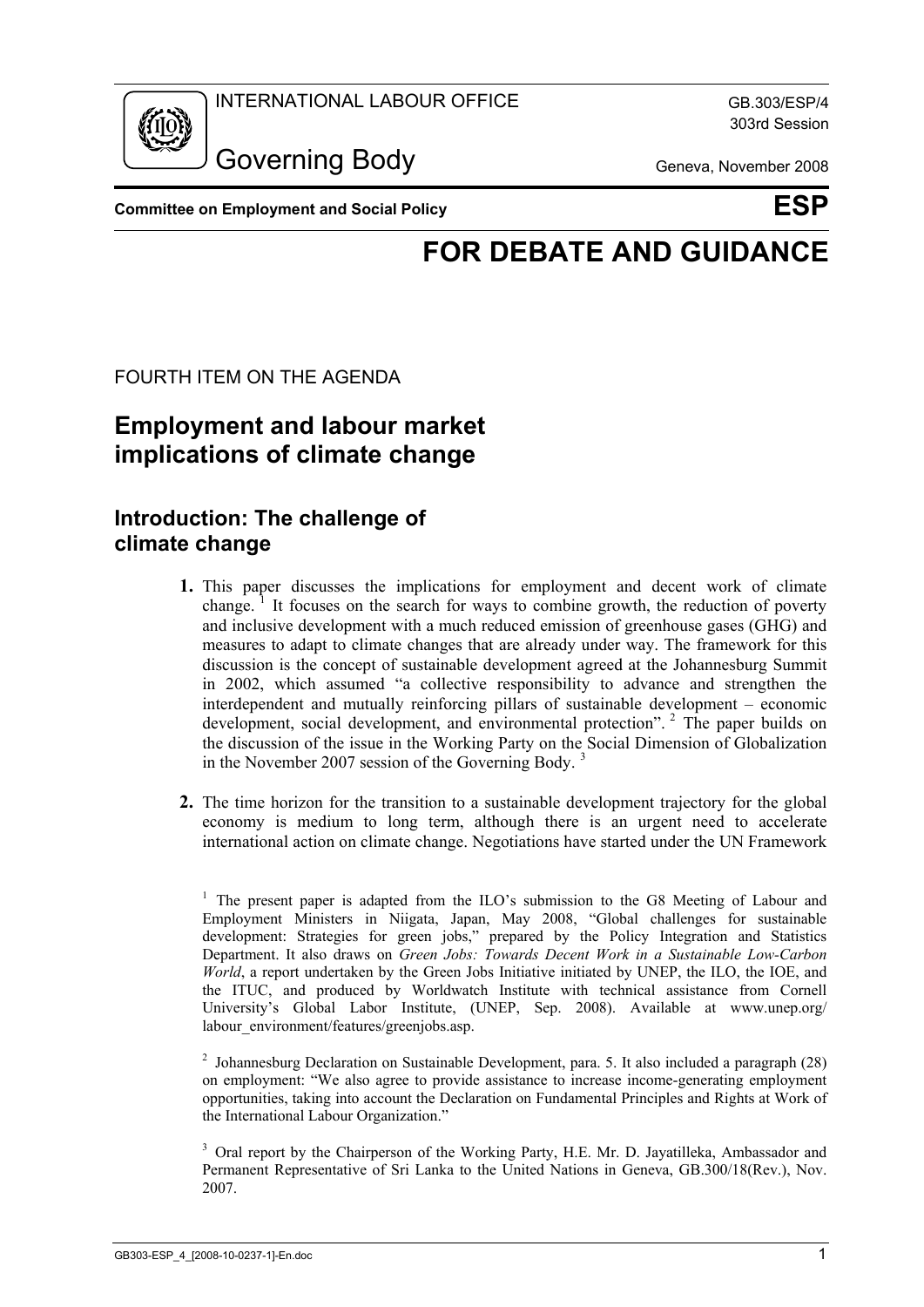INTERNATIONAL LABOUR OFFICE

GB.303/ESP/4
303rd Session

Governing Body

Geneva, November 2008

**Committee on Employment and Social Policy** **ESP**

# FOR DEBATE AND GUIDANCE

FOURTH ITEM ON THE AGENDA

## Employment and labour market implications of climate change

### Introduction: The challenge of climate change

**1.** This paper discusses the implications for employment and decent work of climate change. [1] It focuses on the search for ways to combine growth, the reduction of poverty and inclusive development with a much reduced emission of greenhouse gases (GHG) and measures to adapt to climate changes that are already under way. The framework for this discussion is the concept of sustainable development agreed at the Johannesburg Summit in 2002, which assumed "a collective responsibility to advance and strengthen the interdependent and mutually reinforcing pillars of sustainable development – economic development, social development, and environmental protection". [2] The paper builds on the discussion of the issue in the Working Party on the Social Dimension of Globalization in the November 2007 session of the Governing Body. [3]

**2.** The time horizon for the transition to a sustainable development trajectory for the global economy is medium to long term, although there is an urgent need to accelerate international action on climate change. Negotiations have started under the UN Framework

[1] The present paper is adapted from the ILO's submission to the G8 Meeting of Labour and Employment Ministers in Niigata, Japan, May 2008, "Global challenges for sustainable development: Strategies for green jobs," prepared by the Policy Integration and Statistics Department. It also draws on *Green Jobs: Towards Decent Work in a Sustainable Low-Carbon World*, a report undertaken by the Green Jobs Initiative initiated by UNEP, the ILO, the IOE, and the ITUC, and produced by Worldwatch Institute with technical assistance from Cornell University's Global Labor Institute, (UNEP, Sep. 2008). Available at www.unep.org/labour_environment/features/greenjobs.asp.

[2] Johannesburg Declaration on Sustainable Development, para. 5. It also included a paragraph (28) on employment: "We also agree to provide assistance to increase income-generating employment opportunities, taking into account the Declaration on Fundamental Principles and Rights at Work of the International Labour Organization."

[3] Oral report by the Chairperson of the Working Party, H.E. Mr. D. Jayatilleka, Ambassador and Permanent Representative of Sri Lanka to the United Nations in Geneva, GB.300/18(Rev.), Nov. 2007.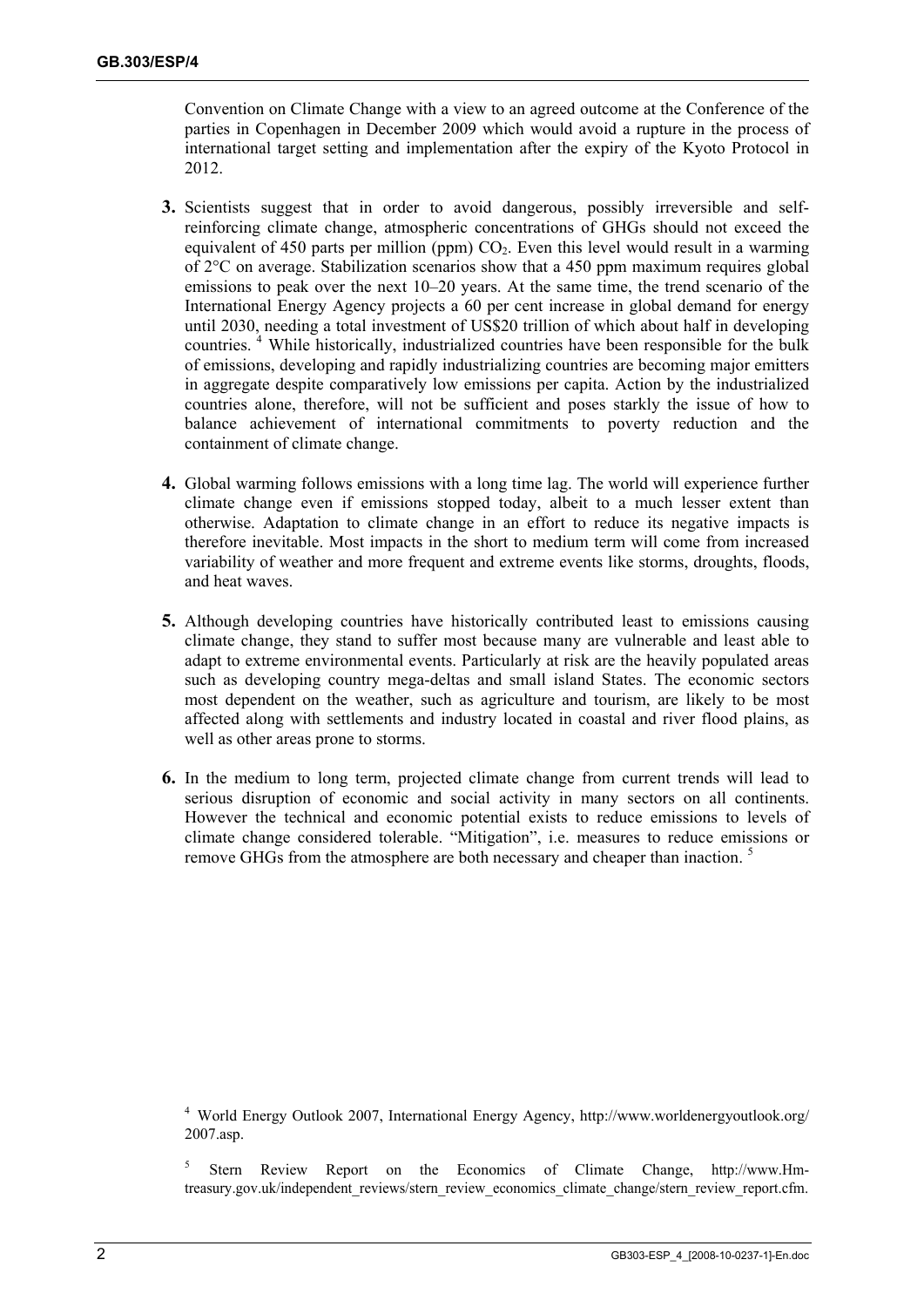Convention on Climate Change with a view to an agreed outcome at the Conference of the parties in Copenhagen in December 2009 which would avoid a rupture in the process of international target setting and implementation after the expiry of the Kyoto Protocol in 2012.

**3.** Scientists suggest that in order to avoid dangerous, possibly irreversible and self-reinforcing climate change, atmospheric concentrations of GHGs should not exceed the equivalent of 450 parts per million (ppm) $CO_2$. Even this level would result in a warming of 2°C on average. Stabilization scenarios show that a 450 ppm maximum requires global emissions to peak over the next 10–20 years. At the same time, the trend scenario of the International Energy Agency projects a 60 per cent increase in global demand for energy until 2030, needing a total investment of US$20 trillion of which about half in developing countries. [4] While historically, industrialized countries have been responsible for the bulk of emissions, developing and rapidly industrializing countries are becoming major emitters in aggregate despite comparatively low emissions per capita. Action by the industrialized countries alone, therefore, will not be sufficient and poses starkly the issue of how to balance achievement of international commitments to poverty reduction and the containment of climate change.

**4.** Global warming follows emissions with a long time lag. The world will experience further climate change even if emissions stopped today, albeit to a much lesser extent than otherwise. Adaptation to climate change in an effort to reduce its negative impacts is therefore inevitable. Most impacts in the short to medium term will come from increased variability of weather and more frequent and extreme events like storms, droughts, floods, and heat waves.

**5.** Although developing countries have historically contributed least to emissions causing climate change, they stand to suffer most because many are vulnerable and least able to adapt to extreme environmental events. Particularly at risk are the heavily populated areas such as developing country mega-deltas and small island States. The economic sectors most dependent on the weather, such as agriculture and tourism, are likely to be most affected along with settlements and industry located in coastal and river flood plains, as well as other areas prone to storms.

**6.** In the medium to long term, projected climate change from current trends will lead to serious disruption of economic and social activity in many sectors on all continents. However the technical and economic potential exists to reduce emissions to levels of climate change considered tolerable. "Mitigation", i.e. measures to reduce emissions or remove GHGs from the atmosphere are both necessary and cheaper than inaction. [5]

---

[4] World Energy Outlook 2007, International Energy Agency, http://www.worldenergyoutlook.org/2007.asp.

[5] Stern Review Report on the Economics of Climate Change, http://www.Hm-treasury.gov.uk/independent_reviews/stern_review_economics_climate_change/stern_review_report.cfm.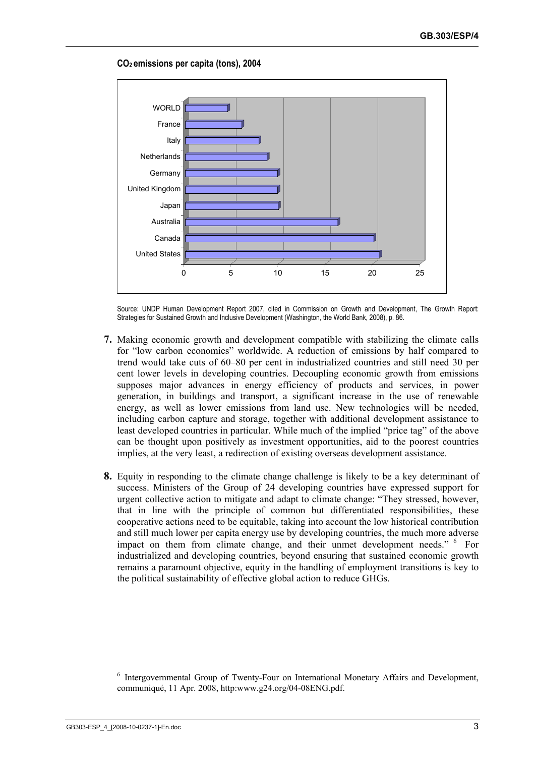**$CO_2$ emissions per capita (tons), 2004**

| Country | $CO_2$ emissions per capita (tons) |
|---|---|
| WORLD | ~4.5 |
| France | ~6 |
| Italy | ~7.8 |
| Netherlands | ~8.7 |
| Germany | ~9.8 |
| United Kingdom | ~9.8 |
| Japan | ~9.9 |
| Australia | ~16.2 |
| Canada | ~20 |
| United States | ~20.6 |

Source: UNDP Human Development Report 2007, cited in Commission on Growth and Development, The Growth Report: Strategies for Sustained Growth and Inclusive Development (Washington, the World Bank, 2008), p. 86.

**7.** Making economic growth and development compatible with stabilizing the climate calls for "low carbon economies" worldwide. A reduction of emissions by half compared to trend would take cuts of 60–80 per cent in industrialized countries and still need 30 per cent lower levels in developing countries. Decoupling economic growth from emissions supposes major advances in energy efficiency of products and services, in power generation, in buildings and transport, a significant increase in the use of renewable energy, as well as lower emissions from land use. New technologies will be needed, including carbon capture and storage, together with additional development assistance to least developed countries in particular. While much of the implied "price tag" of the above can be thought upon positively as investment opportunities, aid to the poorest countries implies, at the very least, a redirection of existing overseas development assistance.

**8.** Equity in responding to the climate change challenge is likely to be a key determinant of success. Ministers of the Group of 24 developing countries have expressed support for urgent collective action to mitigate and adapt to climate change: "They stressed, however, that in line with the principle of common but differentiated responsibilities, these cooperative actions need to be equitable, taking into account the low historical contribution and still much lower per capita energy use by developing countries, the much more adverse impact on them from climate change, and their unmet development needs." [6] For industrialized and developing countries, beyond ensuring that sustained economic growth remains a paramount objective, equity in the handling of employment transitions is key to the political sustainability of effective global action to reduce GHGs.

[6] Intergovernmental Group of Twenty-Four on International Monetary Affairs and Development, communiqué, 11 Apr. 2008, http:www.g24.org/04-08ENG.pdf.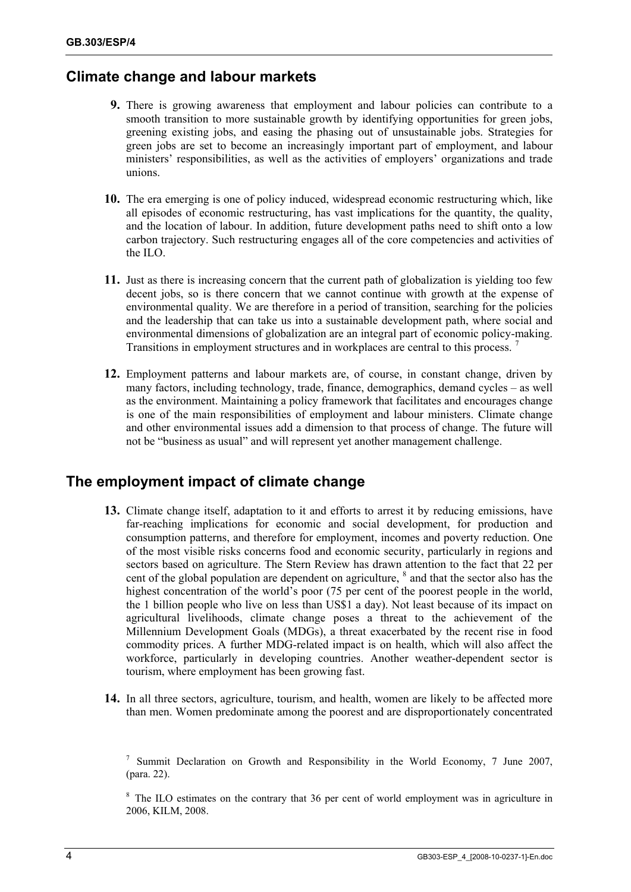## Climate change and labour markets

**9.** There is growing awareness that employment and labour policies can contribute to a smooth transition to more sustainable growth by identifying opportunities for green jobs, greening existing jobs, and easing the phasing out of unsustainable jobs. Strategies for green jobs are set to become an increasingly important part of employment, and labour ministers' responsibilities, as well as the activities of employers' organizations and trade unions.

**10.** The era emerging is one of policy induced, widespread economic restructuring which, like all episodes of economic restructuring, has vast implications for the quantity, the quality, and the location of labour. In addition, future development paths need to shift onto a low carbon trajectory. Such restructuring engages all of the core competencies and activities of the ILO.

**11.** Just as there is increasing concern that the current path of globalization is yielding too few decent jobs, so is there concern that we cannot continue with growth at the expense of environmental quality. We are therefore in a period of transition, searching for the policies and the leadership that can take us into a sustainable development path, where social and environmental dimensions of globalization are an integral part of economic policy-making. Transitions in employment structures and in workplaces are central to this process. [7]

**12.** Employment patterns and labour markets are, of course, in constant change, driven by many factors, including technology, trade, finance, demographics, demand cycles – as well as the environment. Maintaining a policy framework that facilitates and encourages change is one of the main responsibilities of employment and labour ministers. Climate change and other environmental issues add a dimension to that process of change. The future will not be "business as usual" and will represent yet another management challenge.

## The employment impact of climate change

**13.** Climate change itself, adaptation to it and efforts to arrest it by reducing emissions, have far-reaching implications for economic and social development, for production and consumption patterns, and therefore for employment, incomes and poverty reduction. One of the most visible risks concerns food and economic security, particularly in regions and sectors based on agriculture. The Stern Review has drawn attention to the fact that 22 per cent of the global population are dependent on agriculture, [8] and that the sector also has the highest concentration of the world's poor (75 per cent of the poorest people in the world, the 1 billion people who live on less than US$1 a day). Not least because of its impact on agricultural livelihoods, climate change poses a threat to the achievement of the Millennium Development Goals (MDGs), a threat exacerbated by the recent rise in food commodity prices. A further MDG-related impact is on health, which will also affect the workforce, particularly in developing countries. Another weather-dependent sector is tourism, where employment has been growing fast.

**14.** In all three sectors, agriculture, tourism, and health, women are likely to be affected more than men. Women predominate among the poorest and are disproportionately concentrated

---

[7] Summit Declaration on Growth and Responsibility in the World Economy, 7 June 2007, (para. 22).

[8] The ILO estimates on the contrary that 36 per cent of world employment was in agriculture in 2006, KILM, 2008.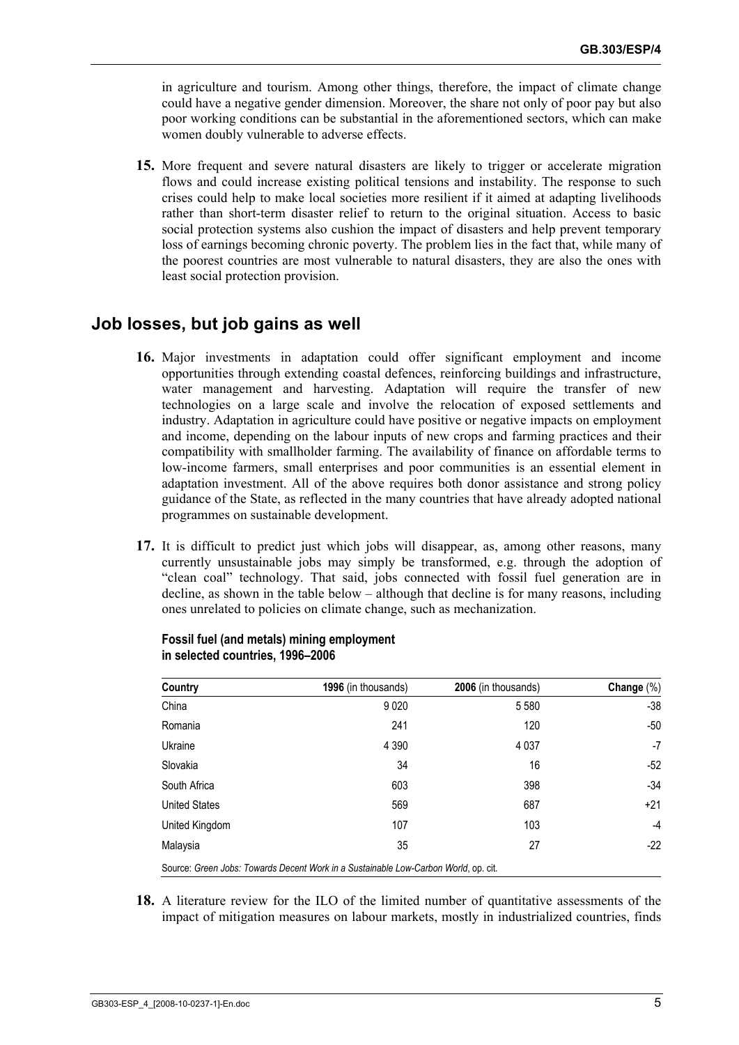in agriculture and tourism. Among other things, therefore, the impact of climate change could have a negative gender dimension. Moreover, the share not only of poor pay but also poor working conditions can be substantial in the aforementioned sectors, which can make women doubly vulnerable to adverse effects.

**15.** More frequent and severe natural disasters are likely to trigger or accelerate migration flows and could increase existing political tensions and instability. The response to such crises could help to make local societies more resilient if it aimed at adapting livelihoods rather than short-term disaster relief to return to the original situation. Access to basic social protection systems also cushion the impact of disasters and help prevent temporary loss of earnings becoming chronic poverty. The problem lies in the fact that, while many of the poorest countries are most vulnerable to natural disasters, they are also the ones with least social protection provision.

## Job losses, but job gains as well

**16.** Major investments in adaptation could offer significant employment and income opportunities through extending coastal defences, reinforcing buildings and infrastructure, water management and harvesting. Adaptation will require the transfer of new technologies on a large scale and involve the relocation of exposed settlements and industry. Adaptation in agriculture could have positive or negative impacts on employment and income, depending on the labour inputs of new crops and farming practices and their compatibility with smallholder farming. The availability of finance on affordable terms to low-income farmers, small enterprises and poor communities is an essential element in adaptation investment. All of the above requires both donor assistance and strong policy guidance of the State, as reflected in the many countries that have already adopted national programmes on sustainable development.

**17.** It is difficult to predict just which jobs will disappear, as, among other reasons, many currently unsustainable jobs may simply be transformed, e.g. through the adoption of "clean coal" technology. That said, jobs connected with fossil fuel generation are in decline, as shown in the table below – although that decline is for many reasons, including ones unrelated to policies on climate change, such as mechanization.

**Fossil fuel (and metals) mining employment in selected countries, 1996–2006**

| Country | **1996** (in thousands) | **2006** (in thousands) | **Change** (%) |
|---|---|---|---|
| China | 9 020 | 5 580 | -38 |
| Romania | 241 | 120 | -50 |
| Ukraine | 4 390 | 4 037 | -7 |
| Slovakia | 34 | 16 | -52 |
| South Africa | 603 | 398 | -34 |
| United States | 569 | 687 | +21 |
| United Kingdom | 107 | 103 | -4 |
| Malaysia | 35 | 27 | -22 |

Source: *Green Jobs: Towards Decent Work in a Sustainable Low-Carbon World*, op. cit.

**18.** A literature review for the ILO of the limited number of quantitative assessments of the impact of mitigation measures on labour markets, mostly in industrialized countries, finds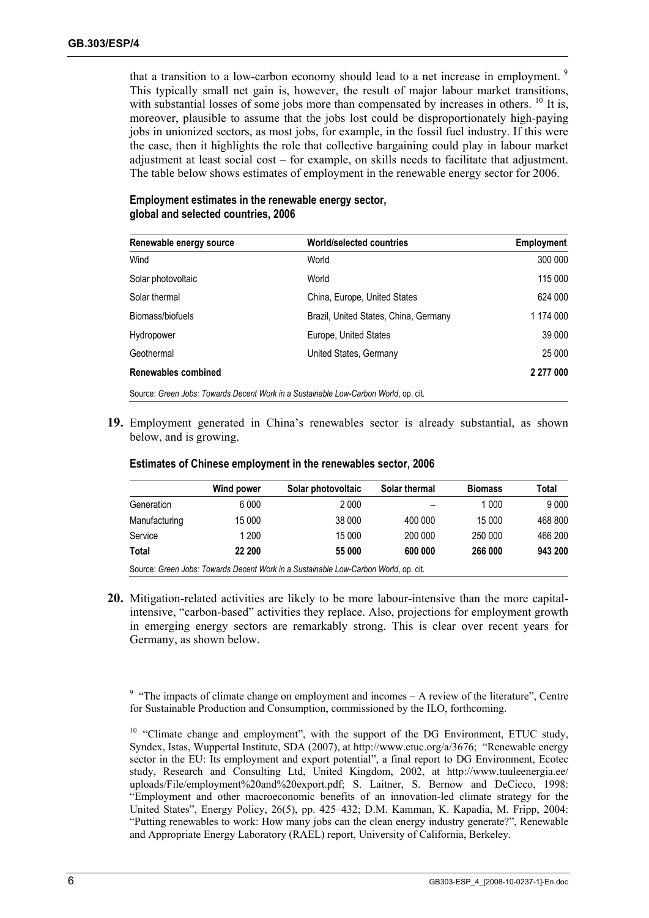that a transition to a low-carbon economy should lead to a net increase in employment. [9] This typically small net gain is, however, the result of major labour market transitions, with substantial losses of some jobs more than compensated by increases in others. [10] It is, moreover, plausible to assume that the jobs lost could be disproportionately high-paying jobs in unionized sectors, as most jobs, for example, in the fossil fuel industry. If this were the case, then it highlights the role that collective bargaining could play in labour market adjustment at least social cost – for example, on skills needs to facilitate that adjustment. The table below shows estimates of employment in the renewable energy sector for 2006.

**Employment estimates in the renewable energy sector, global and selected countries, 2006**

| Renewable energy source | World/selected countries | Employment |
|---|---|---|
| Wind | World | 300 000 |
| Solar photovoltaic | World | 115 000 |
| Solar thermal | China, Europe, United States | 624 000 |
| Biomass/biofuels | Brazil, United States, China, Germany | 1 174 000 |
| Hydropower | Europe, United States | 39 000 |
| Geothermal | United States, Germany | 25 000 |
| **Renewables combined** | | **2 277 000** |

Source: *Green Jobs: Towards Decent Work in a Sustainable Low-Carbon World*, op. cit.

**19.** Employment generated in China's renewables sector is already substantial, as shown below, and is growing.

**Estimates of Chinese employment in the renewables sector, 2006**

| | Wind power | Solar photovoltaic | Solar thermal | Biomass | Total |
|---|---|---|---|---|---|
| Generation | 6 000 | 2 000 | – | 1 000 | 9 000 |
| Manufacturing | 15 000 | 38 000 | 400 000 | 15 000 | 468 800 |
| Service | 1 200 | 15 000 | 200 000 | 250 000 | 466 200 |
| **Total** | **22 200** | **55 000** | **600 000** | **266 000** | **943 200** |

Source: *Green Jobs: Towards Decent Work in a Sustainable Low-Carbon World*, op. cit.

**20.** Mitigation-related activities are likely to be more labour-intensive than the more capital-intensive, "carbon-based" activities they replace. Also, projections for employment growth in emerging energy sectors are remarkably strong. This is clear over recent years for Germany, as shown below.

---

[9] "The impacts of climate change on employment and incomes – A review of the literature", Centre for Sustainable Production and Consumption, commissioned by the ILO, forthcoming.

[10] "Climate change and employment", with the support of the DG Environment, ETUC study, Syndex, Istas, Wuppertal Institute, SDA (2007), at http://www.etuc.org/a/3676; "Renewable energy sector in the EU: Its employment and export potential", a final report to DG Environment, Ecotec study, Research and Consulting Ltd, United Kingdom, 2002, at http://www.tuuleenergia.ee/uploads/File/employment%20and%20export.pdf; S. Laitner, S. Bernow and DeCicco, 1998: "Employment and other macroeconomic benefits of an innovation-led climate strategy for the United States", Energy Policy, 26(5), pp. 425–432; D.M. Kamman, K. Kapadia, M. Fripp, 2004: "Putting renewables to work: How many jobs can the clean energy industry generate?", Renewable and Appropriate Energy Laboratory (RAEL) report, University of California, Berkeley.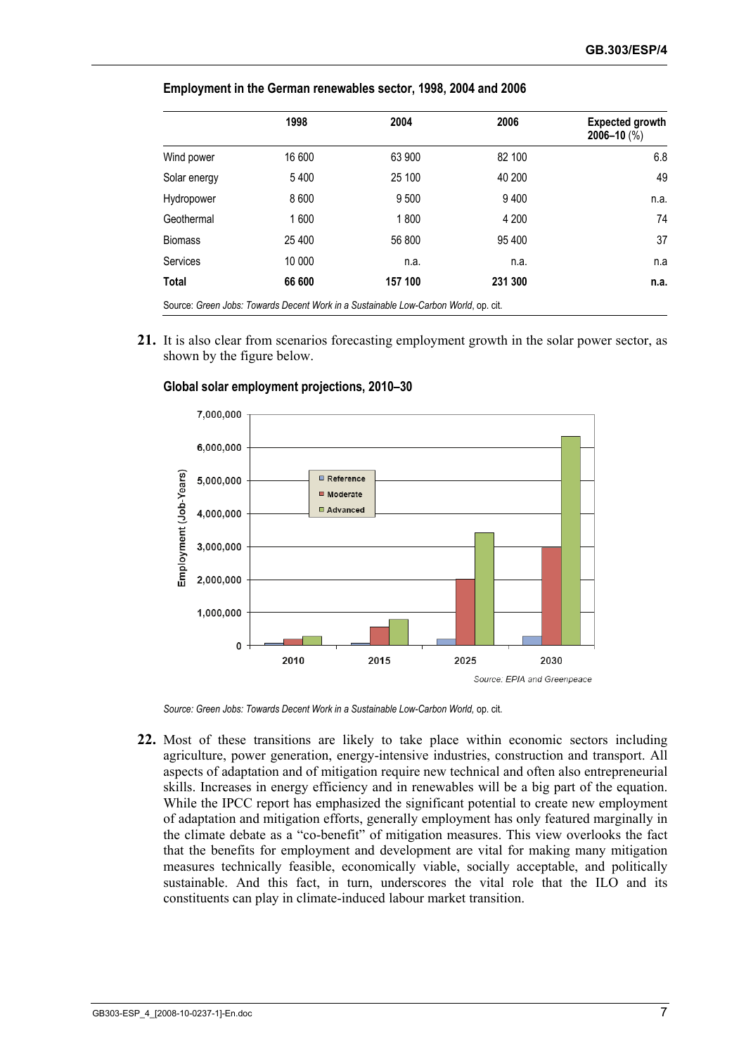**Employment in the German renewables sector, 1998, 2004 and 2006**

| | 1998 | 2004 | 2006 | Expected growth 2006–10 (%) |
|---|---|---|---|---|
| Wind power | 16 600 | 63 900 | 82 100 | 6.8 |
| Solar energy | 5 400 | 25 100 | 40 200 | 49 |
| Hydropower | 8 600 | 9 500 | 9 400 | n.a. |
| Geothermal | 1 600 | 1 800 | 4 200 | 74 |
| Biomass | 25 400 | 56 800 | 95 400 | 37 |
| Services | 10 000 | n.a. | n.a. | n.a |
| **Total** | **66 600** | **157 100** | **231 300** | **n.a.** |

Source: *Green Jobs: Towards Decent Work in a Sustainable Low-Carbon World*, op. cit.

**21.** It is also clear from scenarios forecasting employment growth in the solar power sector, as shown by the figure below.

**Global solar employment projections, 2010–30**

Source: EPIA and Greenpeace

Source: *Green Jobs: Towards Decent Work in a Sustainable Low-Carbon World*, op. cit.

**22.** Most of these transitions are likely to take place within economic sectors including agriculture, power generation, energy-intensive industries, construction and transport. All aspects of adaptation and of mitigation require new technical and often also entrepreneurial skills. Increases in energy efficiency and in renewables will be a big part of the equation. While the IPCC report has emphasized the significant potential to create new employment of adaptation and mitigation efforts, generally employment has only featured marginally in the climate debate as a "co-benefit" of mitigation measures. This view overlooks the fact that the benefits for employment and development are vital for making many mitigation measures technically feasible, economically viable, socially acceptable, and politically sustainable. And this fact, in turn, underscores the vital role that the ILO and its constituents can play in climate-induced labour market transition.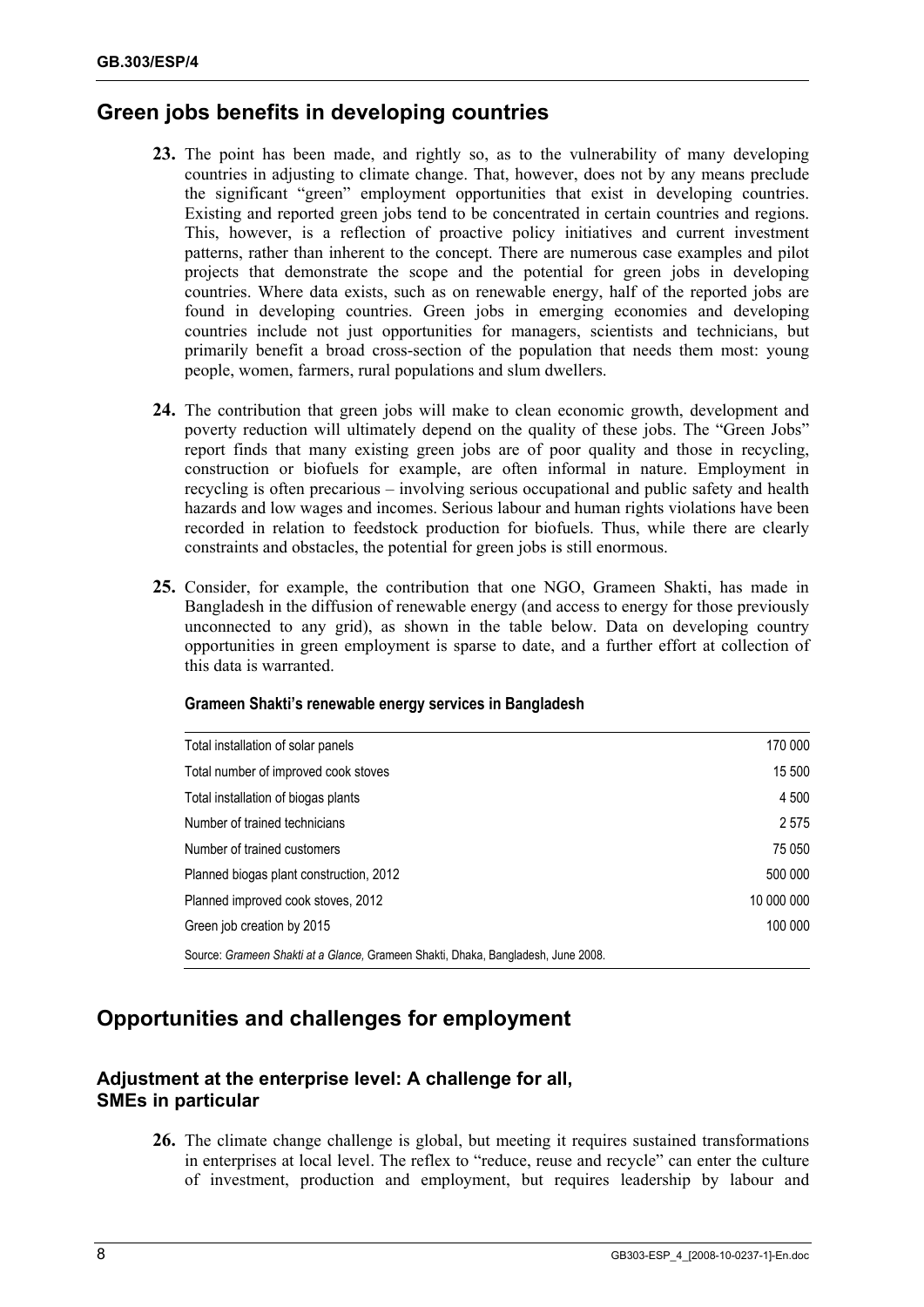## Green jobs benefits in developing countries

**23.** The point has been made, and rightly so, as to the vulnerability of many developing countries in adjusting to climate change. That, however, does not by any means preclude the significant "green" employment opportunities that exist in developing countries. Existing and reported green jobs tend to be concentrated in certain countries and regions. This, however, is a reflection of proactive policy initiatives and current investment patterns, rather than inherent to the concept. There are numerous case examples and pilot projects that demonstrate the scope and the potential for green jobs in developing countries. Where data exists, such as on renewable energy, half of the reported jobs are found in developing countries. Green jobs in emerging economies and developing countries include not just opportunities for managers, scientists and technicians, but primarily benefit a broad cross-section of the population that needs them most: young people, women, farmers, rural populations and slum dwellers.

**24.** The contribution that green jobs will make to clean economic growth, development and poverty reduction will ultimately depend on the quality of these jobs. The "Green Jobs" report finds that many existing green jobs are of poor quality and those in recycling, construction or biofuels for example, are often informal in nature. Employment in recycling is often precarious – involving serious occupational and public safety and health hazards and low wages and incomes. Serious labour and human rights violations have been recorded in relation to feedstock production for biofuels. Thus, while there are clearly constraints and obstacles, the potential for green jobs is still enormous.

**25.** Consider, for example, the contribution that one NGO, Grameen Shakti, has made in Bangladesh in the diffusion of renewable energy (and access to energy for those previously unconnected to any grid), as shown in the table below. Data on developing country opportunities in green employment is sparse to date, and a further effort at collection of this data is warranted.

**Grameen Shakti's renewable energy services in Bangladesh**

| | |
|---|---|
| Total installation of solar panels | 170 000 |
| Total number of improved cook stoves | 15 500 |
| Total installation of biogas plants | 4 500 |
| Number of trained technicians | 2 575 |
| Number of trained customers | 75 050 |
| Planned biogas plant construction, 2012 | 500 000 |
| Planned improved cook stoves, 2012 | 10 000 000 |
| Green job creation by 2015 | 100 000 |

Source: *Grameen Shakti at a Glance*, Grameen Shakti, Dhaka, Bangladesh, June 2008.

## Opportunities and challenges for employment

### Adjustment at the enterprise level: A challenge for all, SMEs in particular

**26.** The climate change challenge is global, but meeting it requires sustained transformations in enterprises at local level. The reflex to "reduce, reuse and recycle" can enter the culture of investment, production and employment, but requires leadership by labour and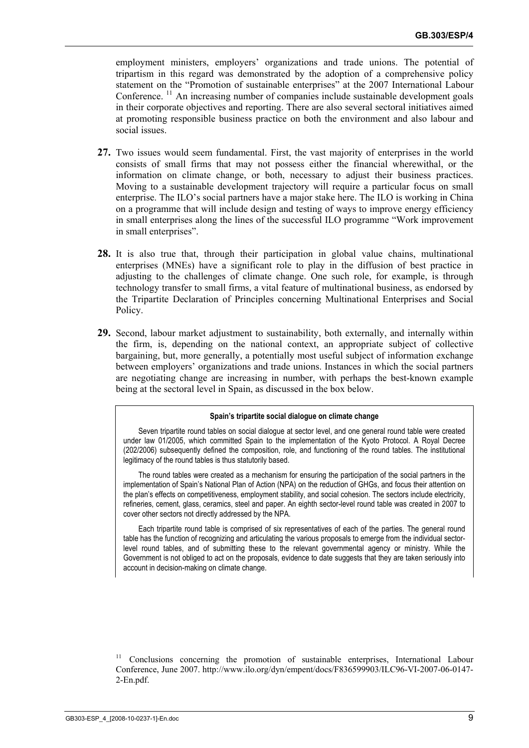employment ministers, employers' organizations and trade unions. The potential of tripartism in this regard was demonstrated by the adoption of a comprehensive policy statement on the "Promotion of sustainable enterprises" at the 2007 International Labour Conference. [11] An increasing number of companies include sustainable development goals in their corporate objectives and reporting. There are also several sectoral initiatives aimed at promoting responsible business practice on both the environment and also labour and social issues.

**27.** Two issues would seem fundamental. First, the vast majority of enterprises in the world consists of small firms that may not possess either the financial wherewithal, or the information on climate change, or both, necessary to adjust their business practices. Moving to a sustainable development trajectory will require a particular focus on small enterprise. The ILO's social partners have a major stake here. The ILO is working in China on a programme that will include design and testing of ways to improve energy efficiency in small enterprises along the lines of the successful ILO programme "Work improvement in small enterprises".

**28.** It is also true that, through their participation in global value chains, multinational enterprises (MNEs) have a significant role to play in the diffusion of best practice in adjusting to the challenges of climate change. One such role, for example, is through technology transfer to small firms, a vital feature of multinational business, as endorsed by the Tripartite Declaration of Principles concerning Multinational Enterprises and Social Policy.

**29.** Second, labour market adjustment to sustainability, both externally, and internally within the firm, is, depending on the national context, an appropriate subject of collective bargaining, but, more generally, a potentially most useful subject of information exchange between employers' organizations and trade unions. Instances in which the social partners are negotiating change are increasing in number, with perhaps the best-known example being at the sectoral level in Spain, as discussed in the box below.

**Spain's tripartite social dialogue on climate change**

Seven tripartite round tables on social dialogue at sector level, and one general round table were created under law 01/2005, which committed Spain to the implementation of the Kyoto Protocol. A Royal Decree (202/2006) subsequently defined the composition, role, and functioning of the round tables. The institutional legitimacy of the round tables is thus statutorily based.

The round tables were created as a mechanism for ensuring the participation of the social partners in the implementation of Spain's National Plan of Action (NPA) on the reduction of GHGs, and focus their attention on the plan's effects on competitiveness, employment stability, and social cohesion. The sectors include electricity, refineries, cement, glass, ceramics, steel and paper. An eighth sector-level round table was created in 2007 to cover other sectors not directly addressed by the NPA.

Each tripartite round table is comprised of six representatives of each of the parties. The general round table has the function of recognizing and articulating the various proposals to emerge from the individual sector-level round tables, and of submitting these to the relevant governmental agency or ministry. While the Government is not obliged to act on the proposals, evidence to date suggests that they are taken seriously into account in decision-making on climate change.

[11] Conclusions concerning the promotion of sustainable enterprises, International Labour Conference, June 2007. http://www.ilo.org/dyn/empent/docs/F836599903/ILC96-VI-2007-06-0147-2-En.pdf.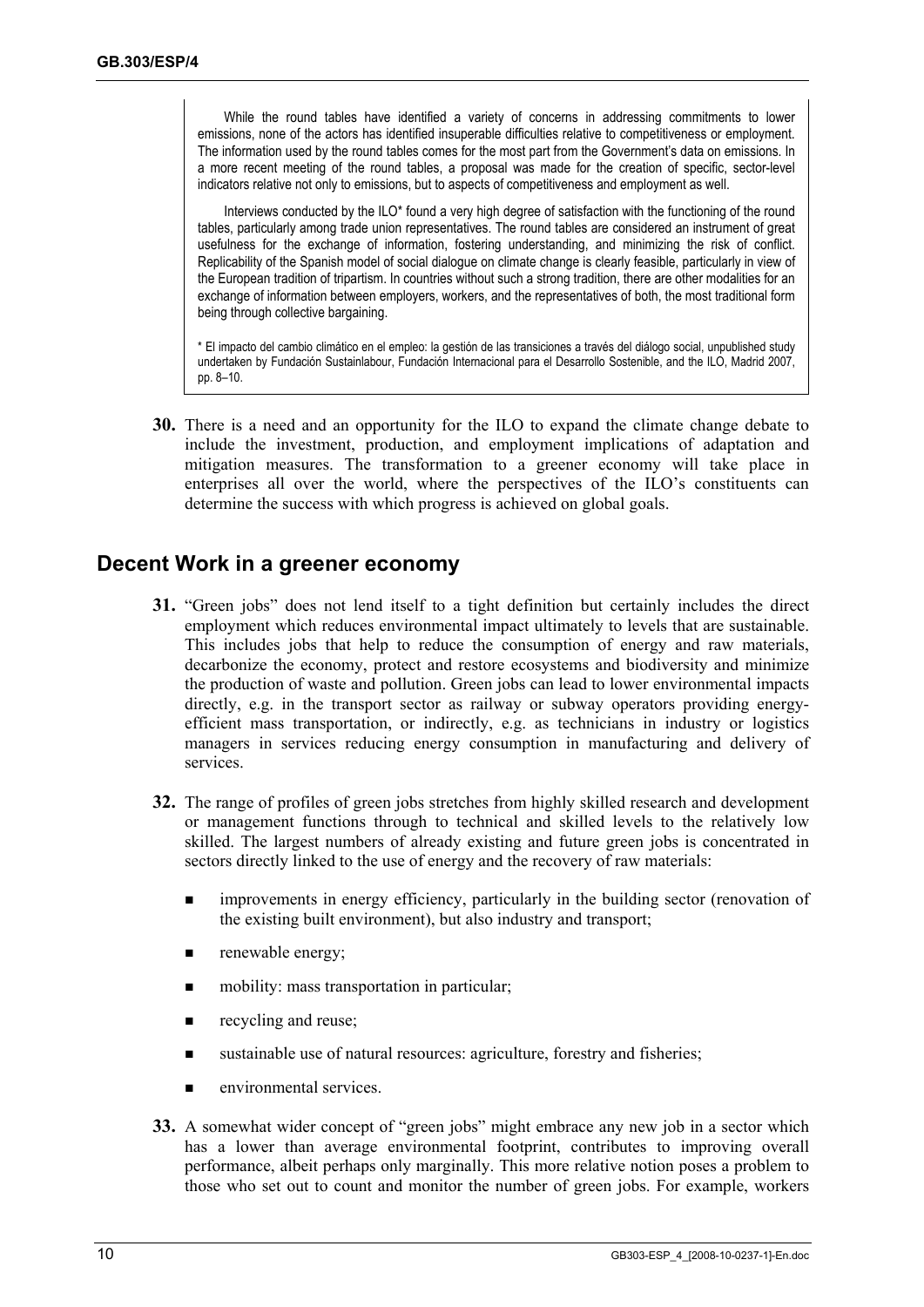While the round tables have identified a variety of concerns in addressing commitments to lower emissions, none of the actors has identified insuperable difficulties relative to competitiveness or employment. The information used by the round tables comes for the most part from the Government's data on emissions. In a more recent meeting of the round tables, a proposal was made for the creation of specific, sector-level indicators relative not only to emissions, but to aspects of competitiveness and employment as well.

Interviews conducted by the ILO* found a very high degree of satisfaction with the functioning of the round tables, particularly among trade union representatives. The round tables are considered an instrument of great usefulness for the exchange of information, fostering understanding, and minimizing the risk of conflict. Replicability of the Spanish model of social dialogue on climate change is clearly feasible, particularly in view of the European tradition of tripartism. In countries without such a strong tradition, there are other modalities for an exchange of information between employers, workers, and the representatives of both, the most traditional form being through collective bargaining.

\* El impacto del cambio climático en el empleo: la gestión de las transiciones a través del diálogo social, unpublished study undertaken by Fundación Sustainlabour, Fundación Internacional para el Desarrollo Sostenible, and the ILO, Madrid 2007, pp. 8–10.

**30.** There is a need and an opportunity for the ILO to expand the climate change debate to include the investment, production, and employment implications of adaptation and mitigation measures. The transformation to a greener economy will take place in enterprises all over the world, where the perspectives of the ILO's constituents can determine the success with which progress is achieved on global goals.

## Decent Work in a greener economy

**31.** "Green jobs" does not lend itself to a tight definition but certainly includes the direct employment which reduces environmental impact ultimately to levels that are sustainable. This includes jobs that help to reduce the consumption of energy and raw materials, decarbonize the economy, protect and restore ecosystems and biodiversity and minimize the production of waste and pollution. Green jobs can lead to lower environmental impacts directly, e.g. in the transport sector as railway or subway operators providing energy-efficient mass transportation, or indirectly, e.g. as technicians in industry or logistics managers in services reducing energy consumption in manufacturing and delivery of services.

**32.** The range of profiles of green jobs stretches from highly skilled research and development or management functions through to technical and skilled levels to the relatively low skilled. The largest numbers of already existing and future green jobs is concentrated in sectors directly linked to the use of energy and the recovery of raw materials:

- improvements in energy efficiency, particularly in the building sector (renovation of the existing built environment), but also industry and transport;
- renewable energy;
- mobility: mass transportation in particular;
- recycling and reuse;
- sustainable use of natural resources: agriculture, forestry and fisheries;
- environmental services.

**33.** A somewhat wider concept of "green jobs" might embrace any new job in a sector which has a lower than average environmental footprint, contributes to improving overall performance, albeit perhaps only marginally. This more relative notion poses a problem to those who set out to count and monitor the number of green jobs. For example, workers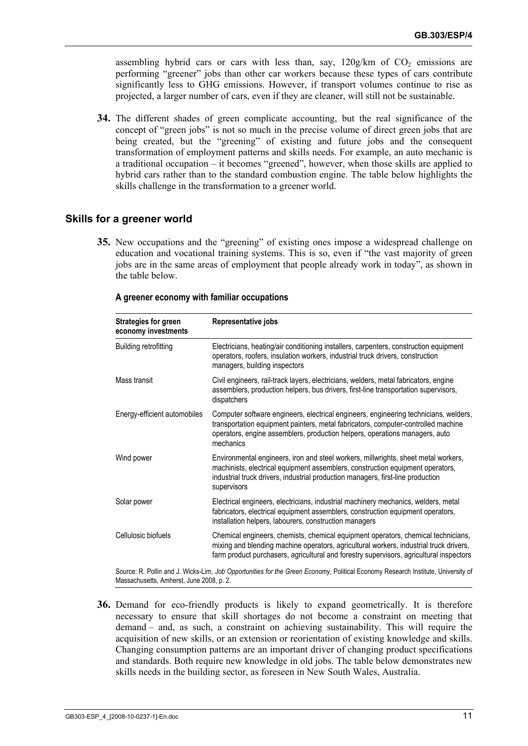assembling hybrid cars or cars with less than, say, 120g/km of $CO_2$ emissions are performing "greener" jobs than other car workers because these types of cars contribute significantly less to GHG emissions. However, if transport volumes continue to rise as projected, a larger number of cars, even if they are cleaner, will still not be sustainable.

**34.** The different shades of green complicate accounting, but the real significance of the concept of "green jobs" is not so much in the precise volume of direct green jobs that are being created, but the "greening" of existing and future jobs and the consequent transformation of employment patterns and skills needs. For example, an auto mechanic is a traditional occupation – it becomes "greened", however, when those skills are applied to hybrid cars rather than to the standard combustion engine. The table below highlights the skills challenge in the transformation to a greener world.

## Skills for a greener world

**35.** New occupations and the "greening" of existing ones impose a widespread challenge on education and vocational training systems. This is so, even if "the vast majority of green jobs are in the same areas of employment that people already work in today", as shown in the table below.

**A greener economy with familiar occupations**

| Strategies for green economy investments | Representative jobs |
|---|---|
| Building retrofitting | Electricians, heating/air conditioning installers, carpenters, construction equipment operators, roofers, insulation workers, industrial truck drivers, construction managers, building inspectors |
| Mass transit | Civil engineers, rail-track layers, electricians, welders, metal fabricators, engine assemblers, production helpers, bus drivers, first-line transportation supervisors, dispatchers |
| Energy-efficient automobiles | Computer software engineers, electrical engineers, engineering technicians, welders, transportation equipment painters, metal fabricators, computer-controlled machine operators, engine assemblers, production helpers, operations managers, auto mechanics |
| Wind power | Environmental engineers, iron and steel workers, millwrights, sheet metal workers, machinists, electrical equipment assemblers, construction equipment operators, industrial truck drivers, industrial production managers, first-line production supervisors |
| Solar power | Electrical engineers, electricians, industrial machinery mechanics, welders, metal fabricators, electrical equipment assemblers, construction equipment operators, installation helpers, labourers, construction managers |
| Cellulosic biofuels | Chemical engineers, chemists, chemical equipment operators, chemical technicians, mixing and blending machine operators, agricultural workers, industrial truck drivers, farm product purchasers, agricultural and forestry supervisors, agricultural inspectors |

Source: R. Pollin and J. Wicks-Lim, *Job Opportunities for the Green Economy*, Political Economy Research Institute, University of Massachusetts, Amherst, June 2008, p. 2.

**36.** Demand for eco-friendly products is likely to expand geometrically. It is therefore necessary to ensure that skill shortages do not become a constraint on meeting that demand – and, as such, a constraint on achieving sustainability. This will require the acquisition of new skills, or an extension or reorientation of existing knowledge and skills. Changing consumption patterns are an important driver of changing product specifications and standards. Both require new knowledge in old jobs. The table below demonstrates new skills needs in the building sector, as foreseen in New South Wales, Australia.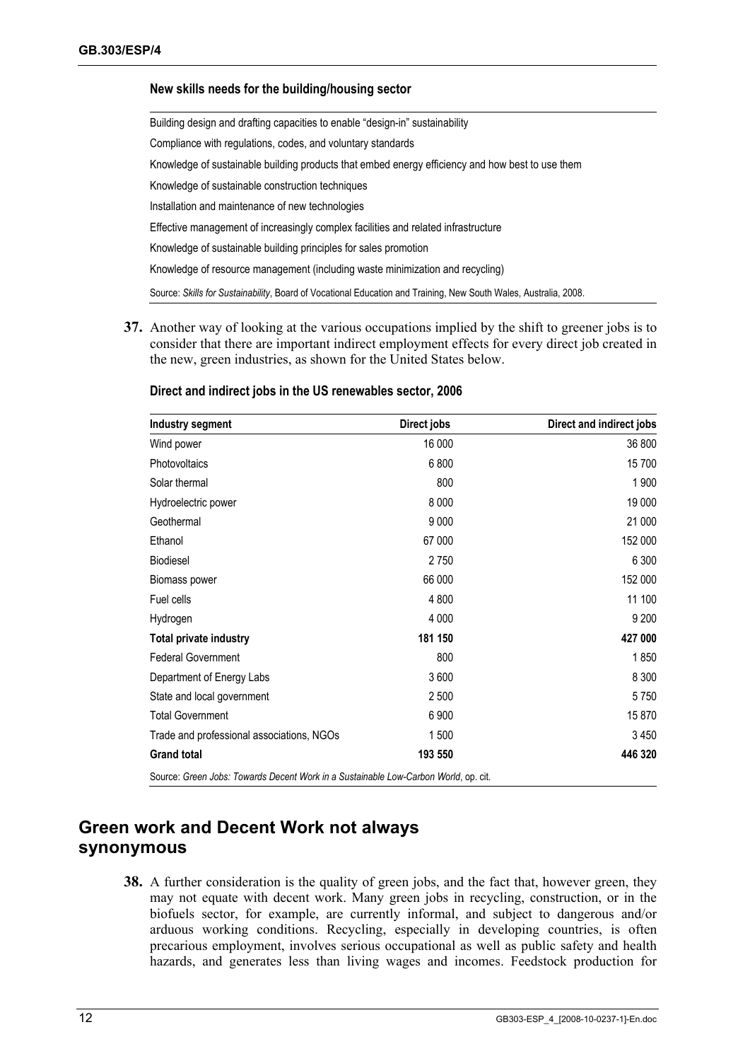**New skills needs for the building/housing sector**

| |
|---|
| Building design and drafting capacities to enable "design-in" sustainability |
| Compliance with regulations, codes, and voluntary standards |
| Knowledge of sustainable building products that embed energy efficiency and how best to use them |
| Knowledge of sustainable construction techniques |
| Installation and maintenance of new technologies |
| Effective management of increasingly complex facilities and related infrastructure |
| Knowledge of sustainable building principles for sales promotion |
| Knowledge of resource management (including waste minimization and recycling) |

Source: *Skills for Sustainability*, Board of Vocational Education and Training, New South Wales, Australia, 2008.

**37.** Another way of looking at the various occupations implied by the shift to greener jobs is to consider that there are important indirect employment effects for every direct job created in the new, green industries, as shown for the United States below.

**Direct and indirect jobs in the US renewables sector, 2006**

| Industry segment | Direct jobs | Direct and indirect jobs |
|---|---|---|
| Wind power | 16 000 | 36 800 |
| Photovoltaics | 6 800 | 15 700 |
| Solar thermal | 800 | 1 900 |
| Hydroelectric power | 8 000 | 19 000 |
| Geothermal | 9 000 | 21 000 |
| Ethanol | 67 000 | 152 000 |
| Biodiesel | 2 750 | 6 300 |
| Biomass power | 66 000 | 152 000 |
| Fuel cells | 4 800 | 11 100 |
| Hydrogen | 4 000 | 9 200 |
| **Total private industry** | **181 150** | **427 000** |
| Federal Government | 800 | 1 850 |
| Department of Energy Labs | 3 600 | 8 300 |
| State and local government | 2 500 | 5 750 |
| Total Government | 6 900 | 15 870 |
| Trade and professional associations, NGOs | 1 500 | 3 450 |
| **Grand total** | **193 550** | **446 320** |

Source: *Green Jobs: Towards Decent Work in a Sustainable Low-Carbon World*, op. cit.

## Green work and Decent Work not always synonymous

**38.** A further consideration is the quality of green jobs, and the fact that, however green, they may not equate with decent work. Many green jobs in recycling, construction, or in the biofuels sector, for example, are currently informal, and subject to dangerous and/or arduous working conditions. Recycling, especially in developing countries, is often precarious employment, involves serious occupational as well as public safety and health hazards, and generates less than living wages and incomes. Feedstock production for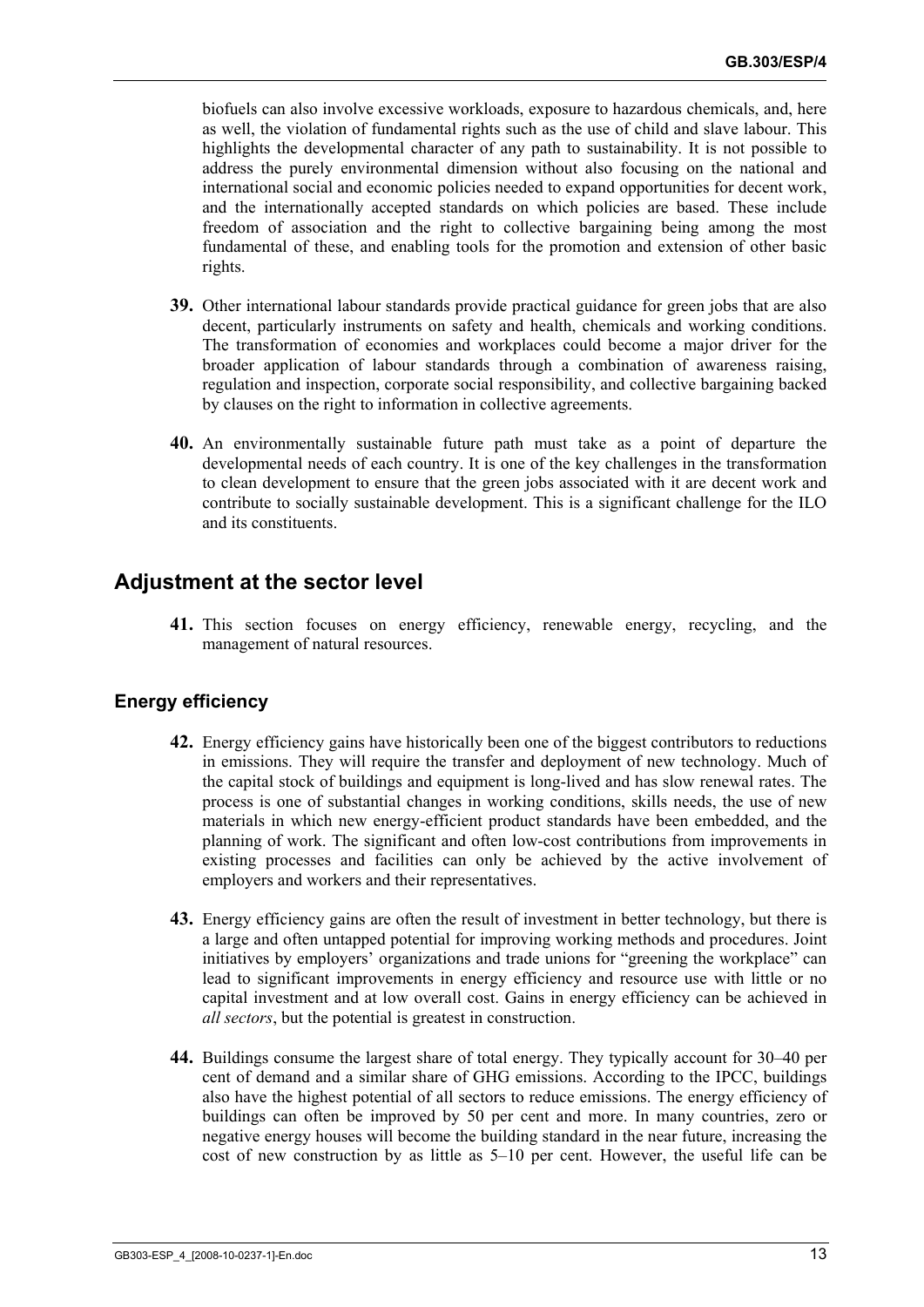biofuels can also involve excessive workloads, exposure to hazardous chemicals, and, here as well, the violation of fundamental rights such as the use of child and slave labour. This highlights the developmental character of any path to sustainability. It is not possible to address the purely environmental dimension without also focusing on the national and international social and economic policies needed to expand opportunities for decent work, and the internationally accepted standards on which policies are based. These include freedom of association and the right to collective bargaining being among the most fundamental of these, and enabling tools for the promotion and extension of other basic rights.

**39.** Other international labour standards provide practical guidance for green jobs that are also decent, particularly instruments on safety and health, chemicals and working conditions. The transformation of economies and workplaces could become a major driver for the broader application of labour standards through a combination of awareness raising, regulation and inspection, corporate social responsibility, and collective bargaining backed by clauses on the right to information in collective agreements.

**40.** An environmentally sustainable future path must take as a point of departure the developmental needs of each country. It is one of the key challenges in the transformation to clean development to ensure that the green jobs associated with it are decent work and contribute to socially sustainable development. This is a significant challenge for the ILO and its constituents.

## Adjustment at the sector level

**41.** This section focuses on energy efficiency, renewable energy, recycling, and the management of natural resources.

### Energy efficiency

**42.** Energy efficiency gains have historically been one of the biggest contributors to reductions in emissions. They will require the transfer and deployment of new technology. Much of the capital stock of buildings and equipment is long-lived and has slow renewal rates. The process is one of substantial changes in working conditions, skills needs, the use of new materials in which new energy-efficient product standards have been embedded, and the planning of work. The significant and often low-cost contributions from improvements in existing processes and facilities can only be achieved by the active involvement of employers and workers and their representatives.

**43.** Energy efficiency gains are often the result of investment in better technology, but there is a large and often untapped potential for improving working methods and procedures. Joint initiatives by employers' organizations and trade unions for "greening the workplace" can lead to significant improvements in energy efficiency and resource use with little or no capital investment and at low overall cost. Gains in energy efficiency can be achieved in *all sectors*, but the potential is greatest in construction.

**44.** Buildings consume the largest share of total energy. They typically account for 30–40 per cent of demand and a similar share of GHG emissions. According to the IPCC, buildings also have the highest potential of all sectors to reduce emissions. The energy efficiency of buildings can often be improved by 50 per cent and more. In many countries, zero or negative energy houses will become the building standard in the near future, increasing the cost of new construction by as little as 5–10 per cent. However, the useful life can be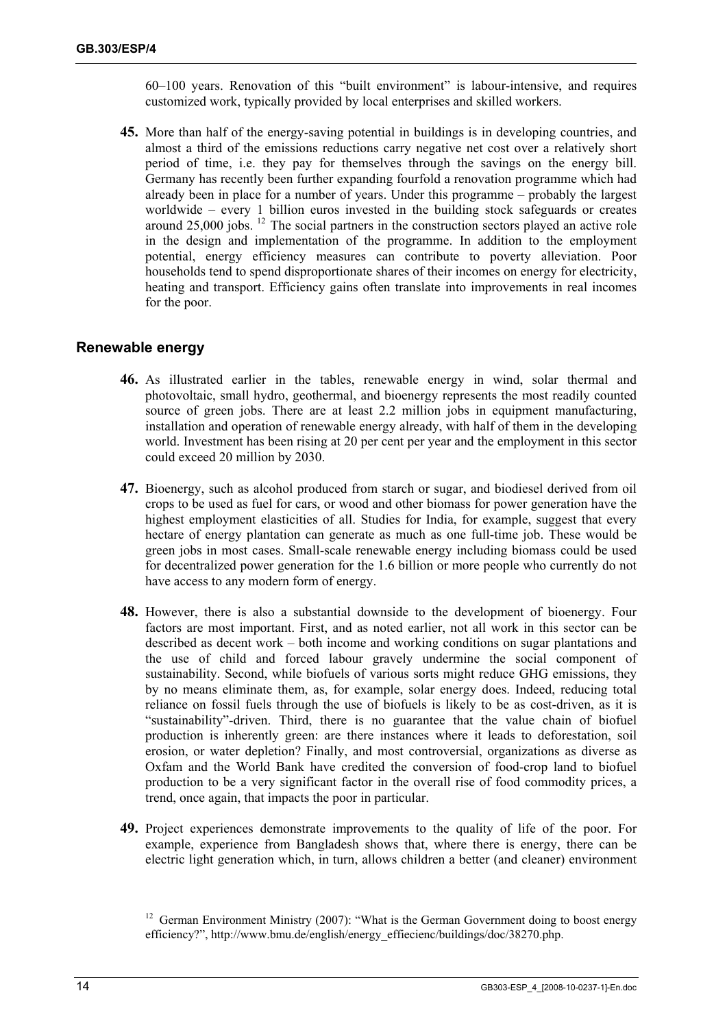60–100 years. Renovation of this "built environment" is labour-intensive, and requires customized work, typically provided by local enterprises and skilled workers.

**45.** More than half of the energy-saving potential in buildings is in developing countries, and almost a third of the emissions reductions carry negative net cost over a relatively short period of time, i.e. they pay for themselves through the savings on the energy bill. Germany has recently been further expanding fourfold a renovation programme which had already been in place for a number of years. Under this programme – probably the largest worldwide – every 1 billion euros invested in the building stock safeguards or creates around 25,000 jobs. [12] The social partners in the construction sectors played an active role in the design and implementation of the programme. In addition to the employment potential, energy efficiency measures can contribute to poverty alleviation. Poor households tend to spend disproportionate shares of their incomes on energy for electricity, heating and transport. Efficiency gains often translate into improvements in real incomes for the poor.

## Renewable energy

**46.** As illustrated earlier in the tables, renewable energy in wind, solar thermal and photovoltaic, small hydro, geothermal, and bioenergy represents the most readily counted source of green jobs. There are at least 2.2 million jobs in equipment manufacturing, installation and operation of renewable energy already, with half of them in the developing world. Investment has been rising at 20 per cent per year and the employment in this sector could exceed 20 million by 2030.

**47.** Bioenergy, such as alcohol produced from starch or sugar, and biodiesel derived from oil crops to be used as fuel for cars, or wood and other biomass for power generation have the highest employment elasticities of all. Studies for India, for example, suggest that every hectare of energy plantation can generate as much as one full-time job. These would be green jobs in most cases. Small-scale renewable energy including biomass could be used for decentralized power generation for the 1.6 billion or more people who currently do not have access to any modern form of energy.

**48.** However, there is also a substantial downside to the development of bioenergy. Four factors are most important. First, and as noted earlier, not all work in this sector can be described as decent work – both income and working conditions on sugar plantations and the use of child and forced labour gravely undermine the social component of sustainability. Second, while biofuels of various sorts might reduce GHG emissions, they by no means eliminate them, as, for example, solar energy does. Indeed, reducing total reliance on fossil fuels through the use of biofuels is likely to be as cost-driven, as it is "sustainability"-driven. Third, there is no guarantee that the value chain of biofuel production is inherently green: are there instances where it leads to deforestation, soil erosion, or water depletion? Finally, and most controversial, organizations as diverse as Oxfam and the World Bank have credited the conversion of food-crop land to biofuel production to be a very significant factor in the overall rise of food commodity prices, a trend, once again, that impacts the poor in particular.

**49.** Project experiences demonstrate improvements to the quality of life of the poor. For example, experience from Bangladesh shows that, where there is energy, there can be electric light generation which, in turn, allows children a better (and cleaner) environment

[12] German Environment Ministry (2007): "What is the German Government doing to boost energy efficiency?", http://www.bmu.de/english/energy_effiecienc/buildings/doc/38270.php.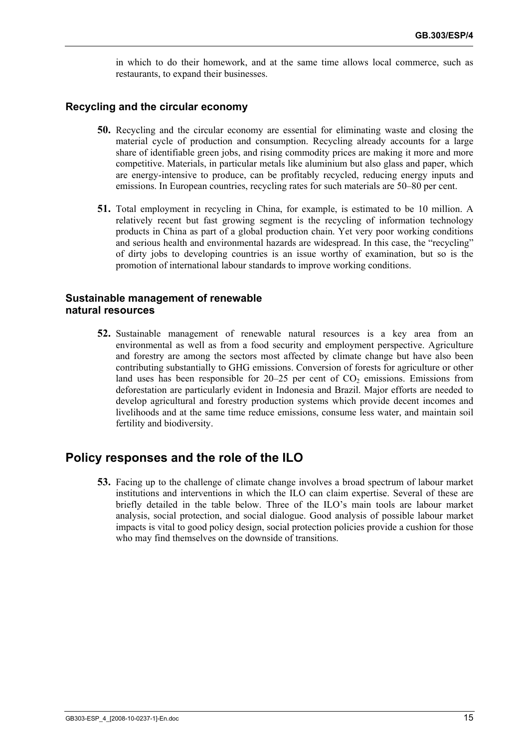in which to do their homework, and at the same time allows local commerce, such as restaurants, to expand their businesses.

### Recycling and the circular economy

**50.** Recycling and the circular economy are essential for eliminating waste and closing the material cycle of production and consumption. Recycling already accounts for a large share of identifiable green jobs, and rising commodity prices are making it more and more competitive. Materials, in particular metals like aluminium but also glass and paper, which are energy-intensive to produce, can be profitably recycled, reducing energy inputs and emissions. In European countries, recycling rates for such materials are 50–80 per cent.

**51.** Total employment in recycling in China, for example, is estimated to be 10 million. A relatively recent but fast growing segment is the recycling of information technology products in China as part of a global production chain. Yet very poor working conditions and serious health and environmental hazards are widespread. In this case, the "recycling" of dirty jobs to developing countries is an issue worthy of examination, but so is the promotion of international labour standards to improve working conditions.

### Sustainable management of renewable natural resources

**52.** Sustainable management of renewable natural resources is a key area from an environmental as well as from a food security and employment perspective. Agriculture and forestry are among the sectors most affected by climate change but have also been contributing substantially to GHG emissions. Conversion of forests for agriculture or other land uses has been responsible for 20–25 per cent of $CO_2$ emissions. Emissions from deforestation are particularly evident in Indonesia and Brazil. Major efforts are needed to develop agricultural and forestry production systems which provide decent incomes and livelihoods and at the same time reduce emissions, consume less water, and maintain soil fertility and biodiversity.

## Policy responses and the role of the ILO

**53.** Facing up to the challenge of climate change involves a broad spectrum of labour market institutions and interventions in which the ILO can claim expertise. Several of these are briefly detailed in the table below. Three of the ILO's main tools are labour market analysis, social protection, and social dialogue. Good analysis of possible labour market impacts is vital to good policy design, social protection policies provide a cushion for those who may find themselves on the downside of transitions.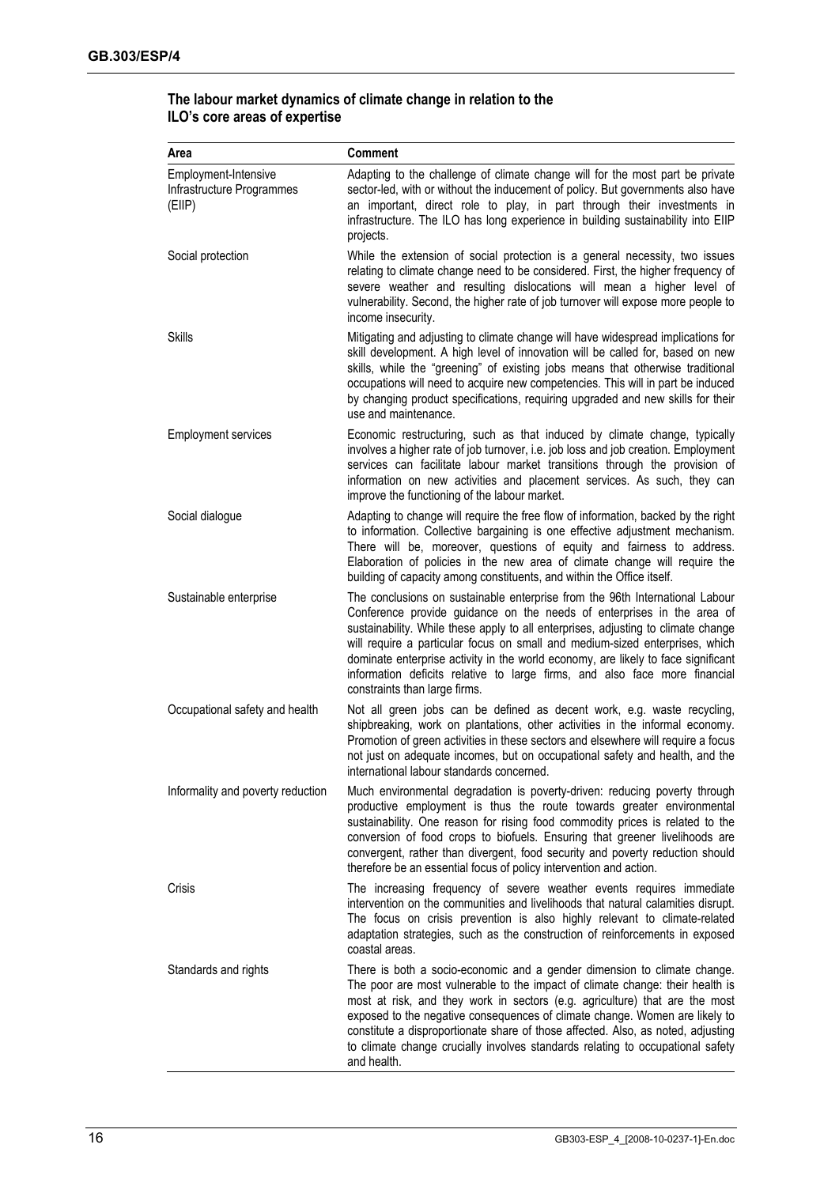**The labour market dynamics of climate change in relation to the ILO's core areas of expertise**

| Area | Comment |
|---|---|
| Employment-Intensive Infrastructure Programmes (EIIP) | Adapting to the challenge of climate change will for the most part be private sector-led, with or without the inducement of policy. But governments also have an important, direct role to play, in part through their investments in infrastructure. The ILO has long experience in building sustainability into EIIP projects. |
| Social protection | While the extension of social protection is a general necessity, two issues relating to climate change need to be considered. First, the higher frequency of severe weather and resulting dislocations will mean a higher level of vulnerability. Second, the higher rate of job turnover will expose more people to income insecurity. |
| Skills | Mitigating and adjusting to climate change will have widespread implications for skill development. A high level of innovation will be called for, based on new skills, while the "greening" of existing jobs means that otherwise traditional occupations will need to acquire new competencies. This will in part be induced by changing product specifications, requiring upgraded and new skills for their use and maintenance. |
| Employment services | Economic restructuring, such as that induced by climate change, typically involves a higher rate of job turnover, i.e. job loss and job creation. Employment services can facilitate labour market transitions through the provision of information on new activities and placement services. As such, they can improve the functioning of the labour market. |
| Social dialogue | Adapting to change will require the free flow of information, backed by the right to information. Collective bargaining is one effective adjustment mechanism. There will be, moreover, questions of equity and fairness to address. Elaboration of policies in the new area of climate change will require the building of capacity among constituents, and within the Office itself. |
| Sustainable enterprise | The conclusions on sustainable enterprise from the 96th International Labour Conference provide guidance on the needs of enterprises in the area of sustainability. While these apply to all enterprises, adjusting to climate change will require a particular focus on small and medium-sized enterprises, which dominate enterprise activity in the world economy, are likely to face significant information deficits relative to large firms, and also face more financial constraints than large firms. |
| Occupational safety and health | Not all green jobs can be defined as decent work, e.g. waste recycling, shipbreaking, work on plantations, other activities in the informal economy. Promotion of green activities in these sectors and elsewhere will require a focus not just on adequate incomes, but on occupational safety and health, and the international labour standards concerned. |
| Informality and poverty reduction | Much environmental degradation is poverty-driven: reducing poverty through productive employment is thus the route towards greater environmental sustainability. One reason for rising food commodity prices is related to the conversion of food crops to biofuels. Ensuring that greener livelihoods are convergent, rather than divergent, food security and poverty reduction should therefore be an essential focus of policy intervention and action. |
| Crisis | The increasing frequency of severe weather events requires immediate intervention on the communities and livelihoods that natural calamities disrupt. The focus on crisis prevention is also highly relevant to climate-related adaptation strategies, such as the construction of reinforcements in exposed coastal areas. |
| Standards and rights | There is both a socio-economic and a gender dimension to climate change. The poor are most vulnerable to the impact of climate change: their health is most at risk, and they work in sectors (e.g. agriculture) that are the most exposed to the negative consequences of climate change. Women are likely to constitute a disproportionate share of those affected. Also, as noted, adjusting to climate change crucially involves standards relating to occupational safety and health. |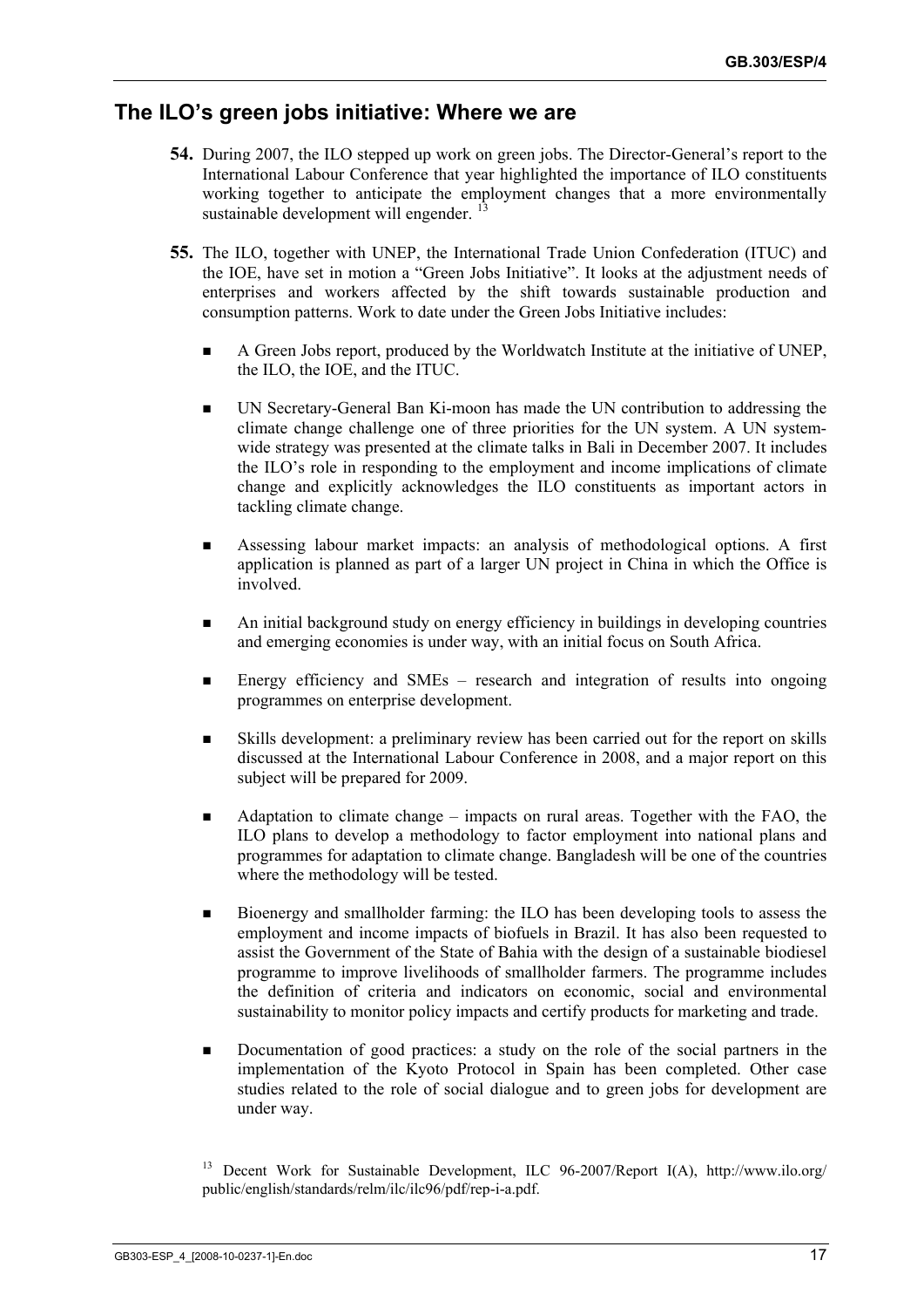## The ILO's green jobs initiative: Where we are

**54.** During 2007, the ILO stepped up work on green jobs. The Director-General's report to the International Labour Conference that year highlighted the importance of ILO constituents working together to anticipate the employment changes that a more environmentally sustainable development will engender. [13]

**55.** The ILO, together with UNEP, the International Trade Union Confederation (ITUC) and the IOE, have set in motion a "Green Jobs Initiative". It looks at the adjustment needs of enterprises and workers affected by the shift towards sustainable production and consumption patterns. Work to date under the Green Jobs Initiative includes:

- A Green Jobs report, produced by the Worldwatch Institute at the initiative of UNEP, the ILO, the IOE, and the ITUC.
- UN Secretary-General Ban Ki-moon has made the UN contribution to addressing the climate change challenge one of three priorities for the UN system. A UN system-wide strategy was presented at the climate talks in Bali in December 2007. It includes the ILO's role in responding to the employment and income implications of climate change and explicitly acknowledges the ILO constituents as important actors in tackling climate change.
- Assessing labour market impacts: an analysis of methodological options. A first application is planned as part of a larger UN project in China in which the Office is involved.
- An initial background study on energy efficiency in buildings in developing countries and emerging economies is under way, with an initial focus on South Africa.
- Energy efficiency and SMEs – research and integration of results into ongoing programmes on enterprise development.
- Skills development: a preliminary review has been carried out for the report on skills discussed at the International Labour Conference in 2008, and a major report on this subject will be prepared for 2009.
- Adaptation to climate change – impacts on rural areas. Together with the FAO, the ILO plans to develop a methodology to factor employment into national plans and programmes for adaptation to climate change. Bangladesh will be one of the countries where the methodology will be tested.
- Bioenergy and smallholder farming: the ILO has been developing tools to assess the employment and income impacts of biofuels in Brazil. It has also been requested to assist the Government of the State of Bahia with the design of a sustainable biodiesel programme to improve livelihoods of smallholder farmers. The programme includes the definition of criteria and indicators on economic, social and environmental sustainability to monitor policy impacts and certify products for marketing and trade.
- Documentation of good practices: a study on the role of the social partners in the implementation of the Kyoto Protocol in Spain has been completed. Other case studies related to the role of social dialogue and to green jobs for development are under way.

[13] Decent Work for Sustainable Development, ILC 96-2007/Report I(A), http://www.ilo.org/public/english/standards/relm/ilc/ilc96/pdf/rep-i-a.pdf.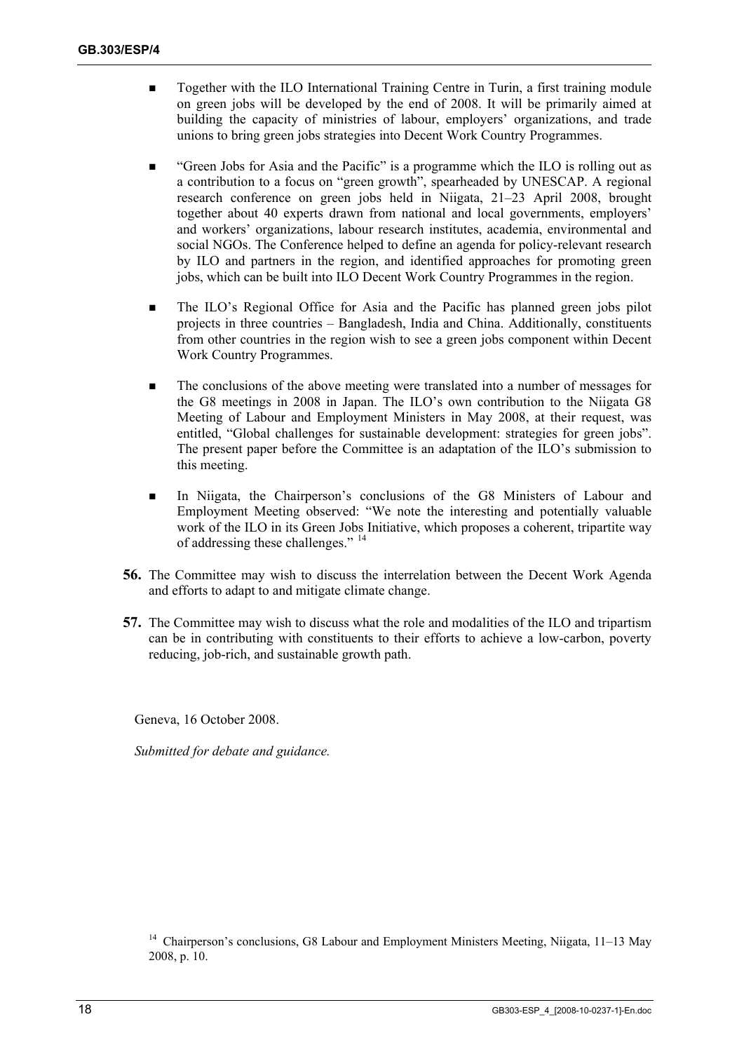- Together with the ILO International Training Centre in Turin, a first training module on green jobs will be developed by the end of 2008. It will be primarily aimed at building the capacity of ministries of labour, employers' organizations, and trade unions to bring green jobs strategies into Decent Work Country Programmes.

- "Green Jobs for Asia and the Pacific" is a programme which the ILO is rolling out as a contribution to a focus on "green growth", spearheaded by UNESCAP. A regional research conference on green jobs held in Niigata, 21–23 April 2008, brought together about 40 experts drawn from national and local governments, employers' and workers' organizations, labour research institutes, academia, environmental and social NGOs. The Conference helped to define an agenda for policy-relevant research by ILO and partners in the region, and identified approaches for promoting green jobs, which can be built into ILO Decent Work Country Programmes in the region.

- The ILO's Regional Office for Asia and the Pacific has planned green jobs pilot projects in three countries – Bangladesh, India and China. Additionally, constituents from other countries in the region wish to see a green jobs component within Decent Work Country Programmes.

- The conclusions of the above meeting were translated into a number of messages for the G8 meetings in 2008 in Japan. The ILO's own contribution to the Niigata G8 Meeting of Labour and Employment Ministers in May 2008, at their request, was entitled, "Global challenges for sustainable development: strategies for green jobs". The present paper before the Committee is an adaptation of the ILO's submission to this meeting.

- In Niigata, the Chairperson's conclusions of the G8 Ministers of Labour and Employment Meeting observed: "We note the interesting and potentially valuable work of the ILO in its Green Jobs Initiative, which proposes a coherent, tripartite way of addressing these challenges." [14]

**56.** The Committee may wish to discuss the interrelation between the Decent Work Agenda and efforts to adapt to and mitigate climate change.

**57.** The Committee may wish to discuss what the role and modalities of the ILO and tripartism can be in contributing with constituents to their efforts to achieve a low-carbon, poverty reducing, job-rich, and sustainable growth path.

Geneva, 16 October 2008.

*Submitted for debate and guidance.*

[14] Chairperson's conclusions, G8 Labour and Employment Ministers Meeting, Niigata, 11–13 May 2008, p. 10.